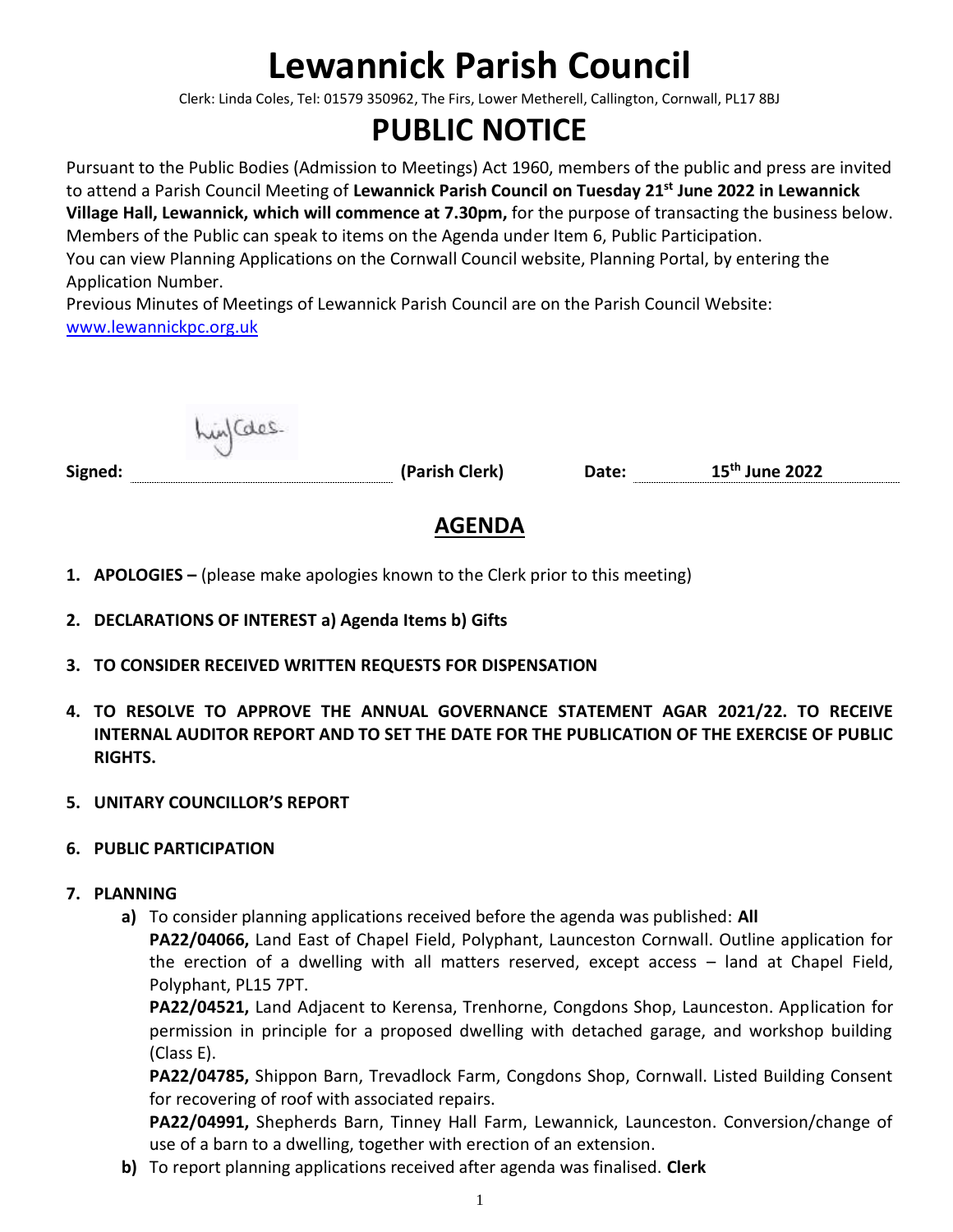# Lewannick Parish Council

Clerk: Linda Coles, Tel: 01579 350962, The Firs, Lower Metherell, Callington, Cornwall, PL17 8BJ

# PUBLIC NOTICE

Pursuant to the Public Bodies (Admission to Meetings) Act 1960, members of the public and press are invited to attend a Parish Council Meeting of **Lewannick Parish Council on Tuesday 21st June 2022 in Lewannick Village Hall, Lewannick, which will commence at 7.30pm,** for the purpose of transacting the business below. Members of the Public can speak to items on the Agenda under Item 6, Public Participation.
You can view Planning Applications on the Cornwall Council website, Planning Portal, by entering the Application Number.
Previous Minutes of Meetings of Lewannick Parish Council are on the Parish Council Website: [www.lewannickpc.org.uk](www.lewannickpc.org.uk)

**Signed:** Lin Coles **(Parish Clerk)** **Date:** **15th June 2022**

## AGENDA

1. **APOLOGIES –** (please make apologies known to the Clerk prior to this meeting)
2. **DECLARATIONS OF INTEREST a) Agenda Items b) Gifts**
3. **TO CONSIDER RECEIVED WRITTEN REQUESTS FOR DISPENSATION**
4. **TO RESOLVE TO APPROVE THE ANNUAL GOVERNANCE STATEMENT AGAR 2021/22. TO RECEIVE INTERNAL AUDITOR REPORT AND TO SET THE DATE FOR THE PUBLICATION OF THE EXERCISE OF PUBLIC RIGHTS.**
5. **UNITARY COUNCILLOR'S REPORT**
6. **PUBLIC PARTICIPATION**
7. **PLANNING**
   - **a)** To consider planning applications received before the agenda was published: **All**
     **PA22/04066,** Land East of Chapel Field, Polyphant, Launceston Cornwall. Outline application for the erection of a dwelling with all matters reserved, except access – land at Chapel Field, Polyphant, PL15 7PT.
     **PA22/04521,** Land Adjacent to Kerensa, Trenhorne, Congdons Shop, Launceston. Application for permission in principle for a proposed dwelling with detached garage, and workshop building (Class E).
     **PA22/04785,** Shippon Barn, Trevadlock Farm, Congdons Shop, Cornwall. Listed Building Consent for recovering of roof with associated repairs.
     **PA22/04991,** Shepherds Barn, Tinney Hall Farm, Lewannick, Launceston. Conversion/change of use of a barn to a dwelling, together with erection of an extension.
   - **b)** To report planning applications received after agenda was finalised. **Clerk**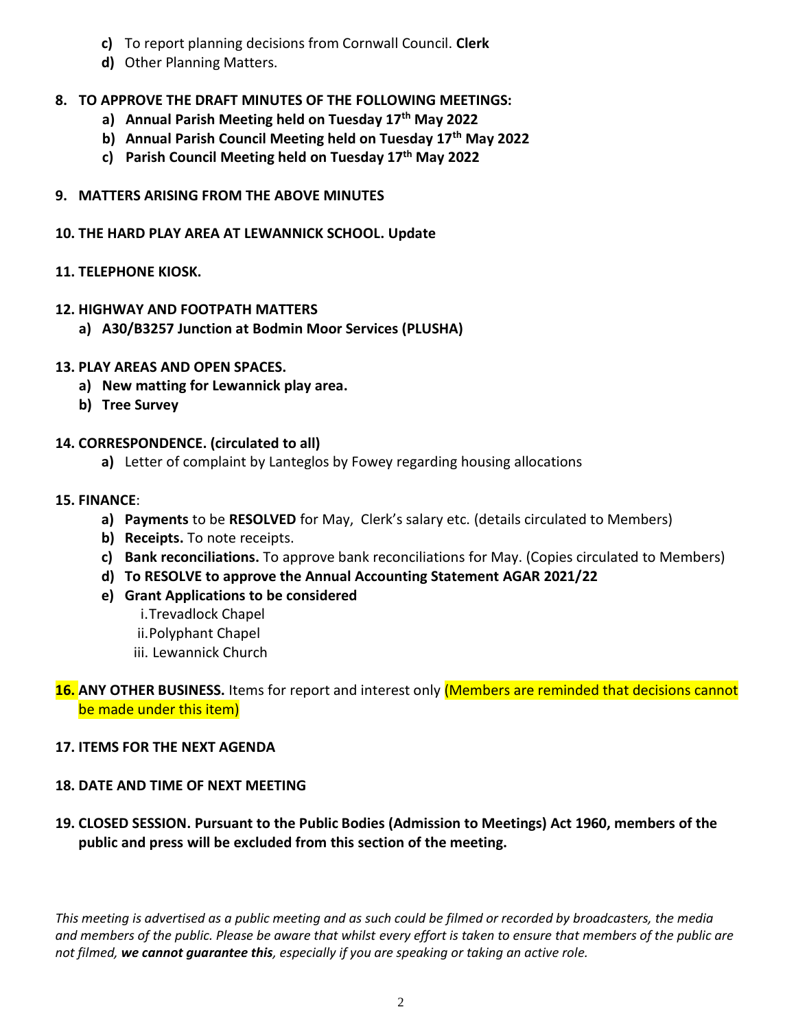c) To report planning decisions from Cornwall Council. **Clerk**
d) Other Planning Matters.

**8. TO APPROVE THE DRAFT MINUTES OF THE FOLLOWING MEETINGS:**

- **a) Annual Parish Meeting held on Tuesday 17th May 2022**
- **b) Annual Parish Council Meeting held on Tuesday 17th May 2022**
- **c) Parish Council Meeting held on Tuesday 17th May 2022**

**9. MATTERS ARISING FROM THE ABOVE MINUTES**

**10. THE HARD PLAY AREA AT LEWANNICK SCHOOL. Update**

**11. TELEPHONE KIOSK.**

**12. HIGHWAY AND FOOTPATH MATTERS**

- **a) A30/B3257 Junction at Bodmin Moor Services (PLUSHA)**

**13. PLAY AREAS AND OPEN SPACES.**

- **a) New matting for Lewannick play area.**
- **b) Tree Survey**

**14. CORRESPONDENCE. (circulated to all)**

- **a)** Letter of complaint by Lanteglos by Fowey regarding housing allocations

**15. FINANCE**:

- **a) Payments** to be **RESOLVED** for May, Clerk's salary etc. (details circulated to Members)
- **b) Receipts.** To note receipts.
- **c) Bank reconciliations.** To approve bank reconciliations for May. (Copies circulated to Members)
- **d) To RESOLVE to approve the Annual Accounting Statement AGAR 2021/22**
- **e) Grant Applications to be considered**
  - i. Trevadlock Chapel
  - ii. Polyphant Chapel
  - iii. Lewannick Church

**16. ANY OTHER BUSINESS.** Items for report and interest only (Members are reminded that decisions cannot be made under this item)

**17. ITEMS FOR THE NEXT AGENDA**

**18. DATE AND TIME OF NEXT MEETING**

**19. CLOSED SESSION. Pursuant to the Public Bodies (Admission to Meetings) Act 1960, members of the public and press will be excluded from this section of the meeting.**

*This meeting is advertised as a public meeting and as such could be filmed or recorded by broadcasters, the media and members of the public. Please be aware that whilst every effort is taken to ensure that members of the public are not filmed, **we cannot guarantee this**, especially if you are speaking or taking an active role.*